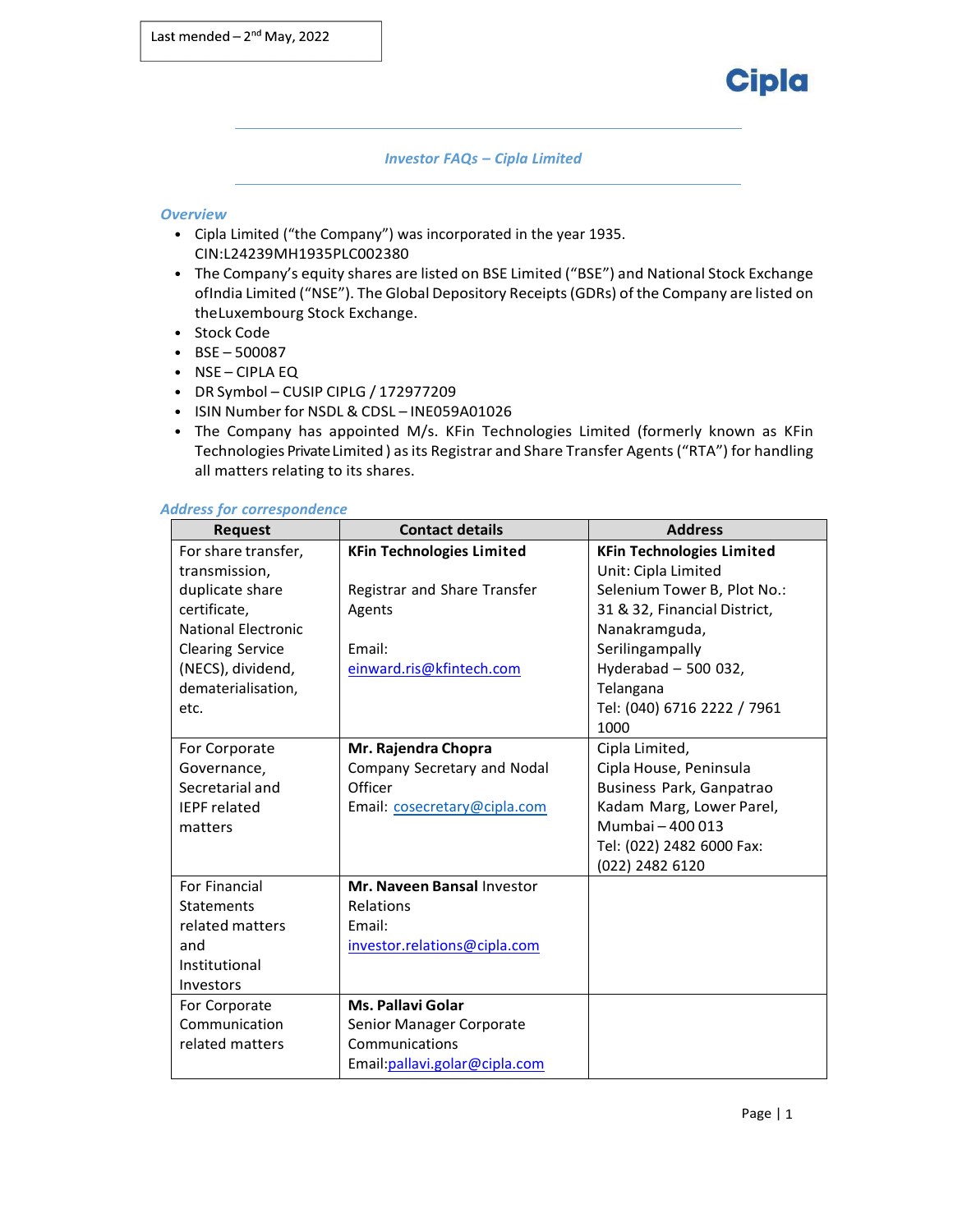Last mended – 2nd May, 2022

Cipla

# *Investor FAQs – Cipla Limited*

## *Overview*

- Cipla Limited ("the Company") was incorporated in the year 1935. CIN:L24239MH1935PLC002380
- The Company's equity shares are listed on BSE Limited ("BSE") and National Stock Exchange ofIndia Limited ("NSE"). The Global Depository Receipts (GDRs) of the Company are listed on theLuxembourg Stock Exchange.
- Stock Code
- BSE – 500087
- NSE – CIPLA EQ
- DR Symbol – CUSIP CIPLG / 172977209
- ISIN Number for NSDL & CDSL – INE059A01026
- The Company has appointed M/s. KFin Technologies Limited (formerly known as KFin Technologies Private Limited ) as its Registrar and Share Transfer Agents ("RTA") for handling all matters relating to its shares.

## *Address for correspondence*

| Request | Contact details | Address |
|---|---|---|
| For share transfer, transmission, duplicate share certificate, National Electronic Clearing Service (NECS), dividend, dematerialisation, etc. | **KFin Technologies Limited**<br><br>Registrar and Share Transfer Agents<br><br>Email: einward.ris@kfintech.com | **KFin Technologies Limited**<br>Unit: Cipla Limited<br>Selenium Tower B, Plot No.: 31 & 32, Financial District, Nanakramguda, Serilingampally<br>Hyderabad – 500 032, Telangana<br>Tel: (040) 6716 2222 / 7961 1000 |
| For Corporate Governance, Secretarial and IEPF related matters | **Mr. Rajendra Chopra**<br>Company Secretary and Nodal Officer<br>Email: cosecretary@cipla.com | Cipla Limited,<br>Cipla House, Peninsula Business Park, Ganpatrao Kadam Marg, Lower Parel, Mumbai – 400 013<br>Tel: (022) 2482 6000 Fax: (022) 2482 6120 |
| For Financial Statements related matters and Institutional Investors | **Mr. Naveen Bansal** Investor Relations<br>Email: investor.relations@cipla.com | |
| For Corporate Communication related matters | **Ms. Pallavi Golar**<br>Senior Manager Corporate Communications<br>Email:pallavi.golar@cipla.com | |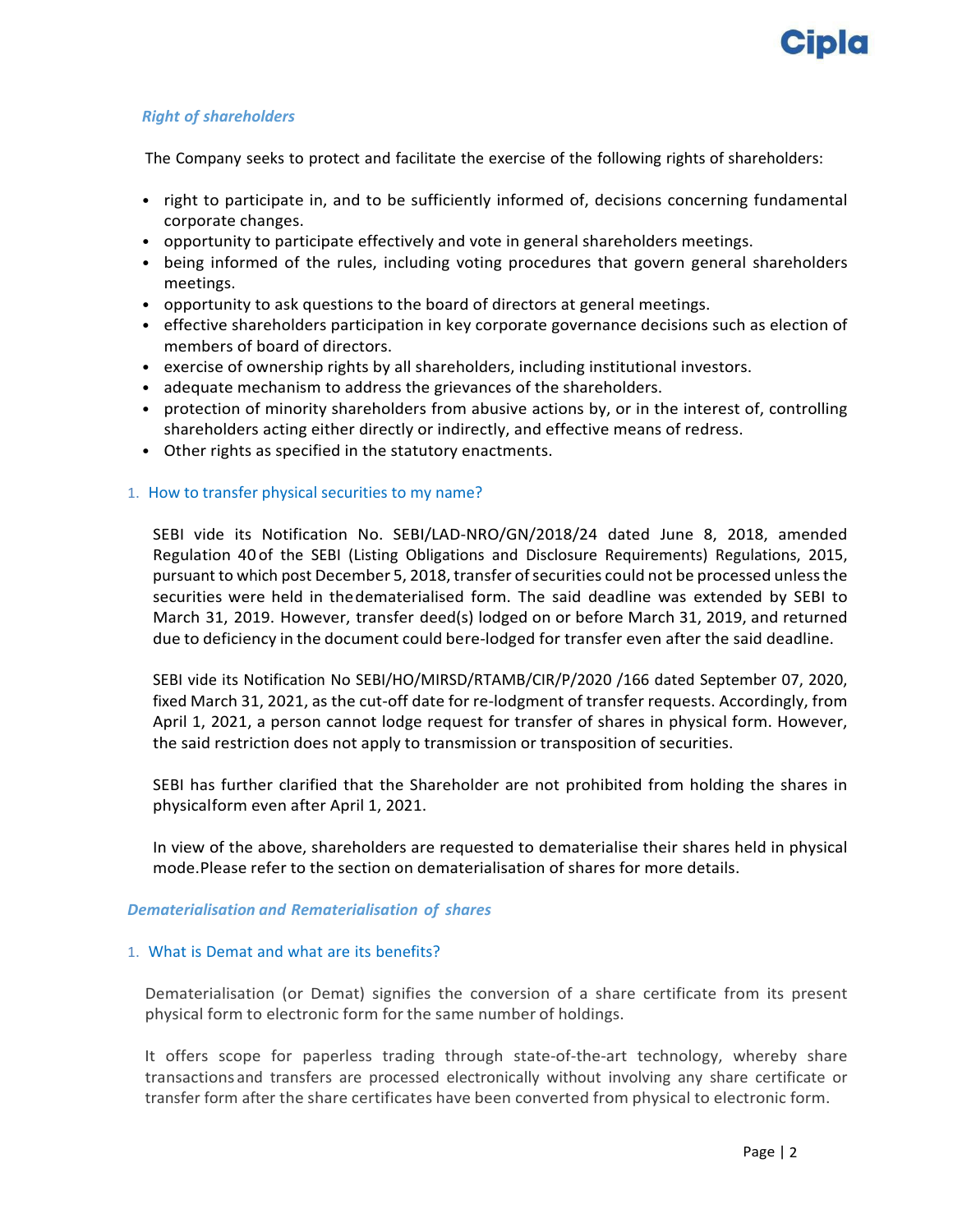### *Right of shareholders*

The Company seeks to protect and facilitate the exercise of the following rights of shareholders:

- right to participate in, and to be sufficiently informed of, decisions concerning fundamental corporate changes.
- opportunity to participate effectively and vote in general shareholders meetings.
- being informed of the rules, including voting procedures that govern general shareholders meetings.
- opportunity to ask questions to the board of directors at general meetings.
- effective shareholders participation in key corporate governance decisions such as election of members of board of directors.
- exercise of ownership rights by all shareholders, including institutional investors.
- adequate mechanism to address the grievances of the shareholders.
- protection of minority shareholders from abusive actions by, or in the interest of, controlling shareholders acting either directly or indirectly, and effective means of redress.
- Other rights as specified in the statutory enactments.

#### 1. How to transfer physical securities to my name?

SEBI vide its Notification No. SEBI/LAD-NRO/GN/2018/24 dated June 8, 2018, amended Regulation 40 of the SEBI (Listing Obligations and Disclosure Requirements) Regulations, 2015, pursuant to which post December 5, 2018, transfer of securities could not be processed unless the securities were held in the dematerialised form. The said deadline was extended by SEBI to March 31, 2019. However, transfer deed(s) lodged on or before March 31, 2019, and returned due to deficiency in the document could be re-lodged for transfer even after the said deadline.

SEBI vide its Notification No SEBI/HO/MIRSD/RTAMB/CIR/P/2020 /166 dated September 07, 2020, fixed March 31, 2021, as the cut-off date for re-lodgment of transfer requests. Accordingly, from April 1, 2021, a person cannot lodge request for transfer of shares in physical form. However, the said restriction does not apply to transmission or transposition of securities.

SEBI has further clarified that the Shareholder are not prohibited from holding the shares in physical form even after April 1, 2021.

In view of the above, shareholders are requested to dematerialise their shares held in physical mode. Please refer to the section on dematerialisation of shares for more details.

### *Dematerialisation and Rematerialisation of shares*

#### 1. What is Demat and what are its benefits?

Dematerialisation (or Demat) signifies the conversion of a share certificate from its present physical form to electronic form for the same number of holdings.

It offers scope for paperless trading through state-of-the-art technology, whereby share transactions and transfers are processed electronically without involving any share certificate or transfer form after the share certificates have been converted from physical to electronic form.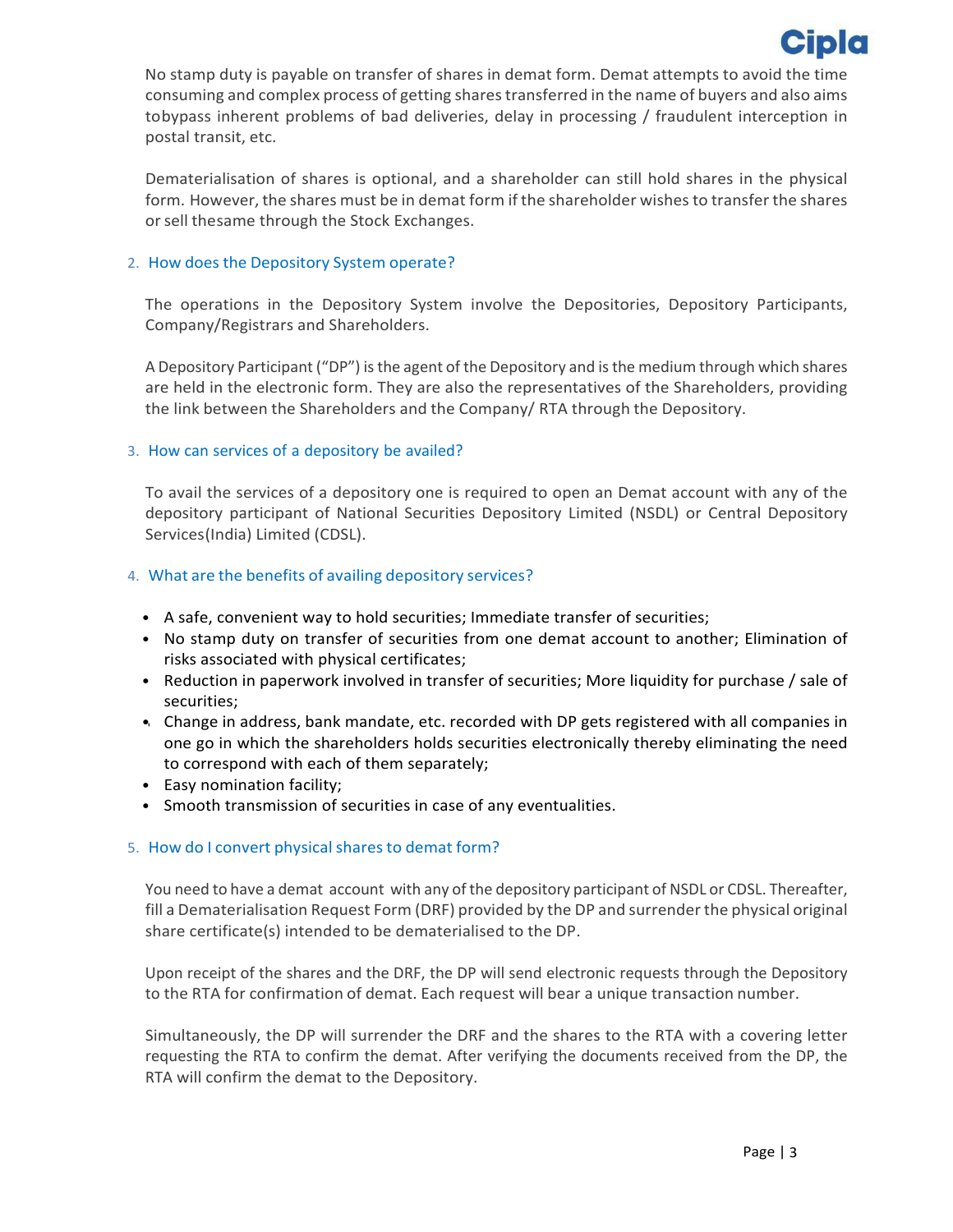No stamp duty is payable on transfer of shares in demat form. Demat attempts to avoid the time consuming and complex process of getting shares transferred in the name of buyers and also aims tobypass inherent problems of bad deliveries, delay in processing / fraudulent interception in postal transit, etc.

Dematerialisation of shares is optional, and a shareholder can still hold shares in the physical form. However, the shares must be in demat form if the shareholder wishes to transfer the shares or sell thesame through the Stock Exchanges.

2. How does the Depository System operate?

The operations in the Depository System involve the Depositories, Depository Participants, Company/Registrars and Shareholders.

A Depository Participant ("DP") is the agent of the Depository and is the medium through which shares are held in the electronic form. They are also the representatives of the Shareholders, providing the link between the Shareholders and the Company/ RTA through the Depository.

3. How can services of a depository be availed?

To avail the services of a depository one is required to open an Demat account with any of the depository participant of National Securities Depository Limited (NSDL) or Central Depository Services(India) Limited (CDSL).

4. What are the benefits of availing depository services?

- A safe, convenient way to hold securities; Immediate transfer of securities;
- No stamp duty on transfer of securities from one demat account to another; Elimination of risks associated with physical certificates;
- Reduction in paperwork involved in transfer of securities; More liquidity for purchase / sale of securities;
- Change in address, bank mandate, etc. recorded with DP gets registered with all companies in one go in which the shareholders holds securities electronically thereby eliminating the need to correspond with each of them separately;
- Easy nomination facility;
- Smooth transmission of securities in case of any eventualities.

5. How do I convert physical shares to demat form?

You need to have a demat account with any of the depository participant of NSDL or CDSL. Thereafter, fill a Dematerialisation Request Form (DRF) provided by the DP and surrender the physical original share certificate(s) intended to be dematerialised to the DP.

Upon receipt of the shares and the DRF, the DP will send electronic requests through the Depository to the RTA for confirmation of demat. Each request will bear a unique transaction number.

Simultaneously, the DP will surrender the DRF and the shares to the RTA with a covering letter requesting the RTA to confirm the demat. After verifying the documents received from the DP, the RTA will confirm the demat to the Depository.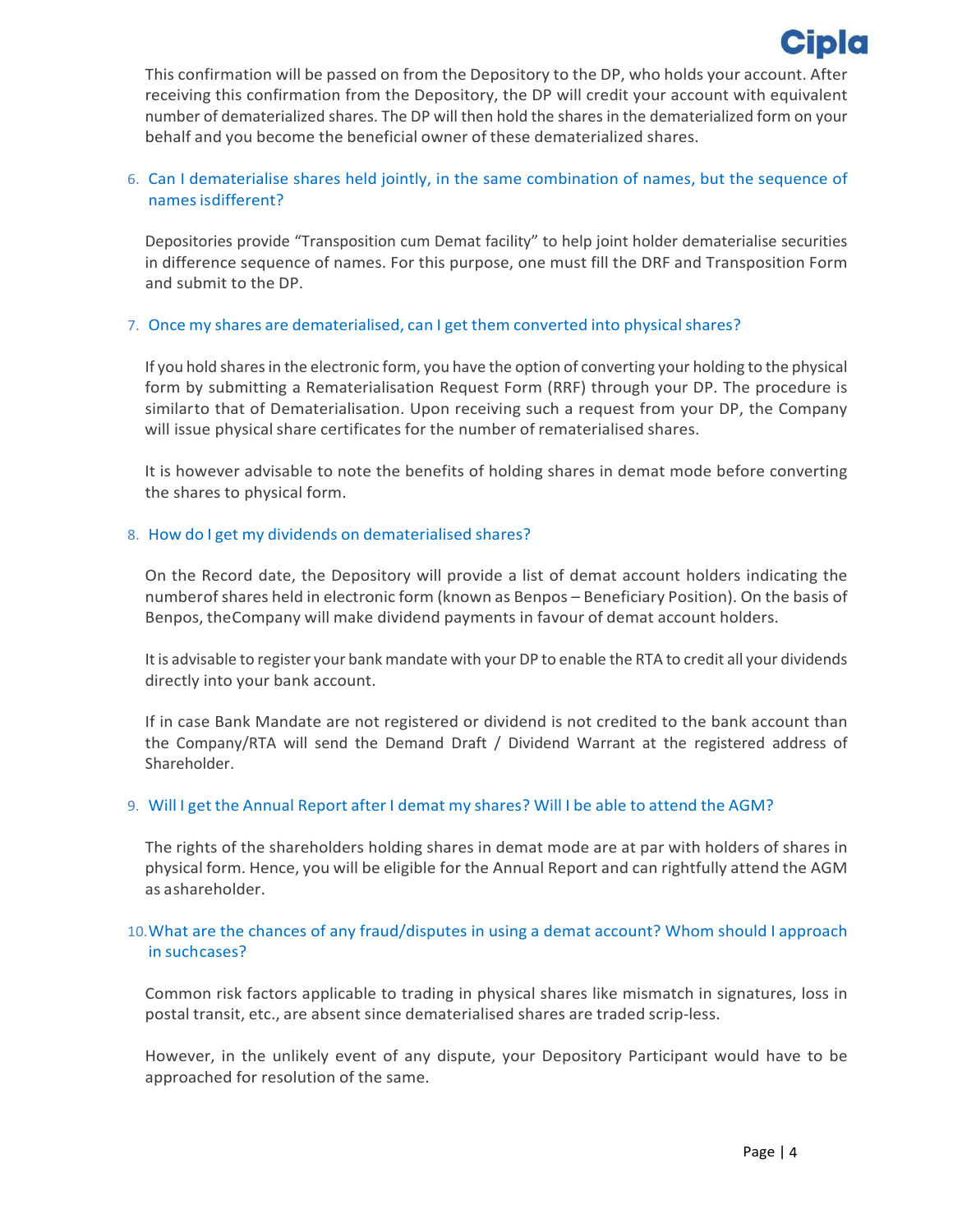This confirmation will be passed on from the Depository to the DP, who holds your account. After receiving this confirmation from the Depository, the DP will credit your account with equivalent number of dematerialized shares. The DP will then hold the shares in the dematerialized form on your behalf and you become the beneficial owner of these dematerialized shares.

6. Can I dematerialise shares held jointly, in the same combination of names, but the sequence of names isdifferent?

   Depositories provide "Transposition cum Demat facility" to help joint holder dematerialise securities in difference sequence of names. For this purpose, one must fill the DRF and Transposition Form and submit to the DP.

7. Once my shares are dematerialised, can I get them converted into physical shares?

   If you hold shares in the electronic form, you have the option of converting your holding to the physical form by submitting a Rematerialisation Request Form (RRF) through your DP. The procedure is similarto that of Dematerialisation. Upon receiving such a request from your DP, the Company will issue physical share certificates for the number of rematerialised shares.

   It is however advisable to note the benefits of holding shares in demat mode before converting the shares to physical form.

8. How do I get my dividends on dematerialised shares?

   On the Record date, the Depository will provide a list of demat account holders indicating the numberof shares held in electronic form (known as Benpos – Beneficiary Position). On the basis of Benpos, theCompany will make dividend payments in favour of demat account holders.

   It is advisable to register your bank mandate with your DP to enable the RTA to credit all your dividends directly into your bank account.

   If in case Bank Mandate are not registered or dividend is not credited to the bank account than the Company/RTA will send the Demand Draft / Dividend Warrant at the registered address of Shareholder.

9. Will I get the Annual Report after I demat my shares? Will I be able to attend the AGM?

   The rights of the shareholders holding shares in demat mode are at par with holders of shares in physical form. Hence, you will be eligible for the Annual Report and can rightfully attend the AGM as ashareholder.

10. What are the chances of any fraud/disputes in using a demat account? Whom should I approach in suchcases?

    Common risk factors applicable to trading in physical shares like mismatch in signatures, loss in postal transit, etc., are absent since dematerialised shares are traded scrip-less.

    However, in the unlikely event of any dispute, your Depository Participant would have to be approached for resolution of the same.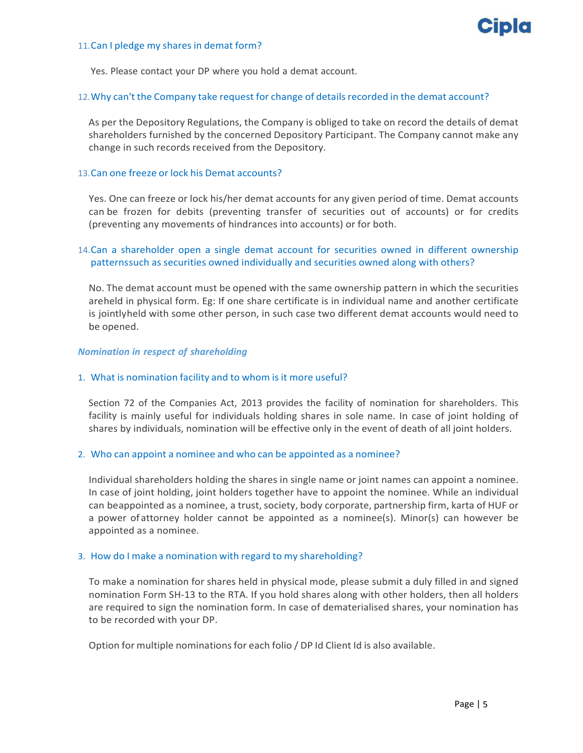11. Can I pledge my shares in demat form?

Yes. Please contact your DP where you hold a demat account.

12. Why can't the Company take request for change of details recorded in the demat account?

As per the Depository Regulations, the Company is obliged to take on record the details of demat shareholders furnished by the concerned Depository Participant. The Company cannot make any change in such records received from the Depository.

13. Can one freeze or lock his Demat accounts?

Yes. One can freeze or lock his/her demat accounts for any given period of time. Demat accounts can be frozen for debits (preventing transfer of securities out of accounts) or for credits (preventing any movements of hindrances into accounts) or for both.

14. Can a shareholder open a single demat account for securities owned in different ownership patternssuch as securities owned individually and securities owned along with others?

No. The demat account must be opened with the same ownership pattern in which the securities areheld in physical form. Eg: If one share certificate is in individual name and another certificate is jointlyheld with some other person, in such case two different demat accounts would need to be opened.

***Nomination in respect of shareholding***

1. What is nomination facility and to whom is it more useful?

Section 72 of the Companies Act, 2013 provides the facility of nomination for shareholders. This facility is mainly useful for individuals holding shares in sole name. In case of joint holding of shares by individuals, nomination will be effective only in the event of death of all joint holders.

2. Who can appoint a nominee and who can be appointed as a nominee?

Individual shareholders holding the shares in single name or joint names can appoint a nominee. In case of joint holding, joint holders together have to appoint the nominee. While an individual can beappointed as a nominee, a trust, society, body corporate, partnership firm, karta of HUF or a power ofattorney holder cannot be appointed as a nominee(s). Minor(s) can however be appointed as a nominee.

3. How do I make a nomination with regard to my shareholding?

To make a nomination for shares held in physical mode, please submit a duly filled in and signed nomination Form SH-13 to the RTA. If you hold shares along with other holders, then all holders are required to sign the nomination form. In case of dematerialised shares, your nomination has to be recorded with your DP.

Option for multiple nominations for each folio / DP Id Client Id is also available.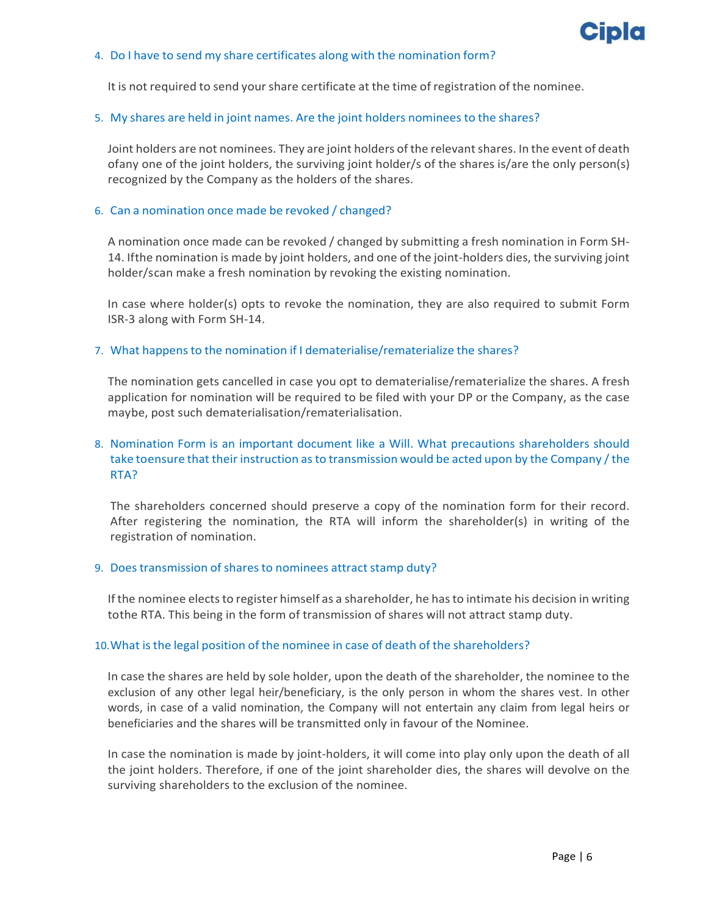4. Do I have to send my share certificates along with the nomination form?

   It is not required to send your share certificate at the time of registration of the nominee.

5. My shares are held in joint names. Are the joint holders nominees to the shares?

   Joint holders are not nominees. They are joint holders of the relevant shares. In the event of death ofany one of the joint holders, the surviving joint holder/s of the shares is/are the only person(s) recognized by the Company as the holders of the shares.

6. Can a nomination once made be revoked / changed?

   A nomination once made can be revoked / changed by submitting a fresh nomination in Form SH-14. Ifthe nomination is made by joint holders, and one of the joint-holders dies, the surviving joint holder/scan make a fresh nomination by revoking the existing nomination.

   In case where holder(s) opts to revoke the nomination, they are also required to submit Form ISR-3 along with Form SH-14.

7. What happens to the nomination if I dematerialise/rematerialize the shares?

   The nomination gets cancelled in case you opt to dematerialise/rematerialize the shares. A fresh application for nomination will be required to be filed with your DP or the Company, as the case maybe, post such dematerialisation/rematerialisation.

8. Nomination Form is an important document like a Will. What precautions shareholders should take toensure that their instruction as to transmission would be acted upon by the Company / the RTA?

   The shareholders concerned should preserve a copy of the nomination form for their record. After registering the nomination, the RTA will inform the shareholder(s) in writing of the registration of nomination.

9. Does transmission of shares to nominees attract stamp duty?

   If the nominee elects to register himself as a shareholder, he has to intimate his decision in writing tothe RTA. This being in the form of transmission of shares will not attract stamp duty.

10. What is the legal position of the nominee in case of death of the shareholders?

    In case the shares are held by sole holder, upon the death of the shareholder, the nominee to the exclusion of any other legal heir/beneficiary, is the only person in whom the shares vest. In other words, in case of a valid nomination, the Company will not entertain any claim from legal heirs or beneficiaries and the shares will be transmitted only in favour of the Nominee.

    In case the nomination is made by joint-holders, it will come into play only upon the death of all the joint holders. Therefore, if one of the joint shareholder dies, the shares will devolve on the surviving shareholders to the exclusion of the nominee.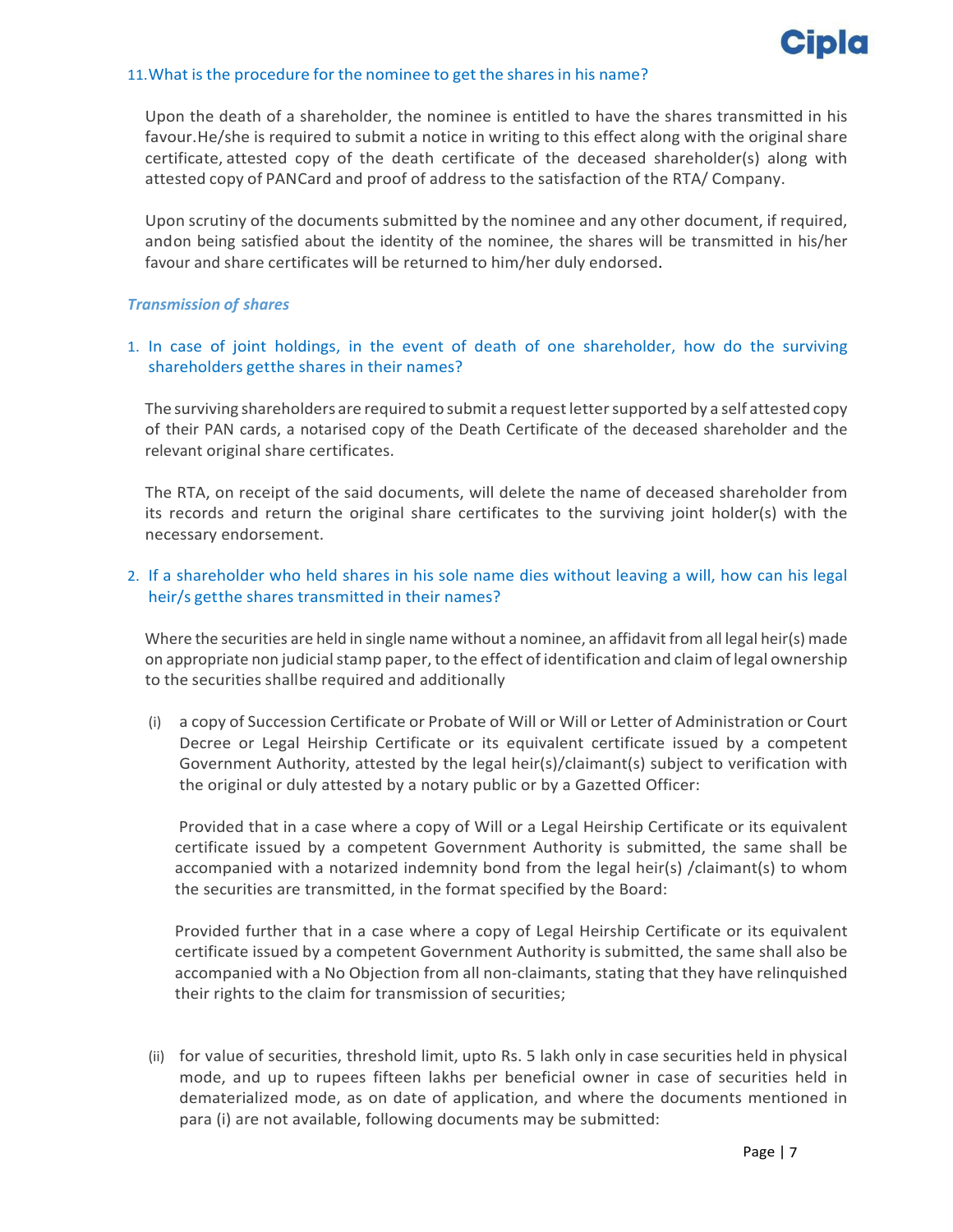11. What is the procedure for the nominee to get the shares in his name?

Upon the death of a shareholder, the nominee is entitled to have the shares transmitted in his favour.He/she is required to submit a notice in writing to this effect along with the original share certificate, attested copy of the death certificate of the deceased shareholder(s) along with attested copy of PANCard and proof of address to the satisfaction of the RTA/ Company.

Upon scrutiny of the documents submitted by the nominee and any other document, if required, andon being satisfied about the identity of the nominee, the shares will be transmitted in his/her favour and share certificates will be returned to him/her duly endorsed.

### *Transmission of shares*

1. In case of joint holdings, in the event of death of one shareholder, how do the surviving shareholders getthe shares in their names?

The surviving shareholders are required to submit a request letter supported by a self attested copy of their PAN cards, a notarised copy of the Death Certificate of the deceased shareholder and the relevant original share certificates.

The RTA, on receipt of the said documents, will delete the name of deceased shareholder from its records and return the original share certificates to the surviving joint holder(s) with the necessary endorsement.

2. If a shareholder who held shares in his sole name dies without leaving a will, how can his legal heir/s getthe shares transmitted in their names?

Where the securities are held in single name without a nominee, an affidavit from all legal heir(s) made on appropriate non judicial stamp paper, to the effect of identification and claim of legal ownership to the securities shallbe required and additionally

(i) a copy of Succession Certificate or Probate of Will or Will or Letter of Administration or Court Decree or Legal Heirship Certificate or its equivalent certificate issued by a competent Government Authority, attested by the legal heir(s)/claimant(s) subject to verification with the original or duly attested by a notary public or by a Gazetted Officer:

Provided that in a case where a copy of Will or a Legal Heirship Certificate or its equivalent certificate issued by a competent Government Authority is submitted, the same shall be accompanied with a notarized indemnity bond from the legal heir(s) /claimant(s) to whom the securities are transmitted, in the format specified by the Board:

Provided further that in a case where a copy of Legal Heirship Certificate or its equivalent certificate issued by a competent Government Authority is submitted, the same shall also be accompanied with a No Objection from all non-claimants, stating that they have relinquished their rights to the claim for transmission of securities;

(ii) for value of securities, threshold limit, upto Rs. 5 lakh only in case securities held in physical mode, and up to rupees fifteen lakhs per beneficial owner in case of securities held in dematerialized mode, as on date of application, and where the documents mentioned in para (i) are not available, following documents may be submitted: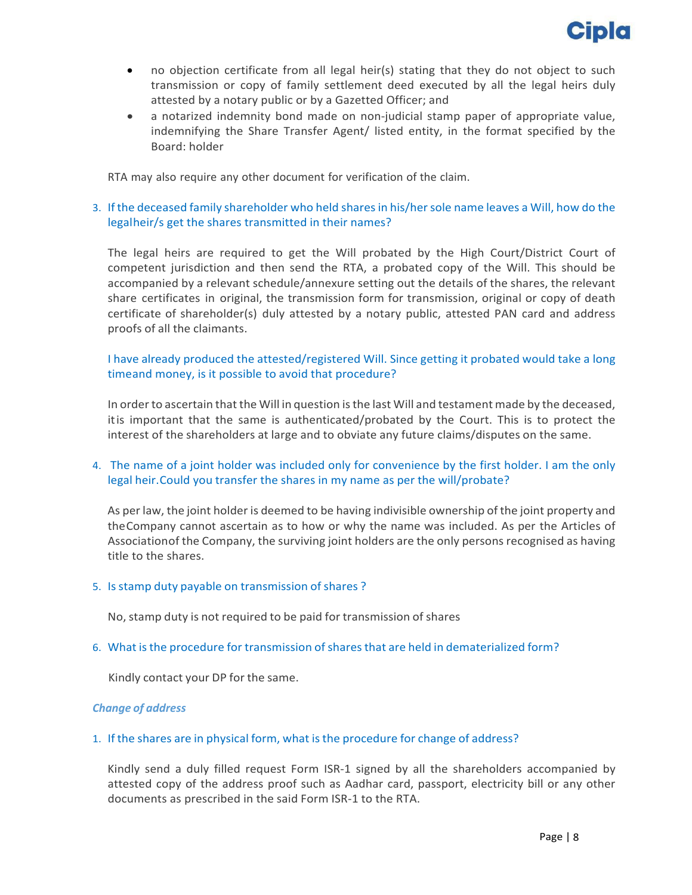- no objection certificate from all legal heir(s) stating that they do not object to such transmission or copy of family settlement deed executed by all the legal heirs duly attested by a notary public or by a Gazetted Officer; and
- a notarized indemnity bond made on non-judicial stamp paper of appropriate value, indemnifying the Share Transfer Agent/ listed entity, in the format specified by the Board: holder

RTA may also require any other document for verification of the claim.

3. If the deceased family shareholder who held shares in his/her sole name leaves a Will, how do the legalheir/s get the shares transmitted in their names?

   The legal heirs are required to get the Will probated by the High Court/District Court of competent jurisdiction and then send the RTA, a probated copy of the Will. This should be accompanied by a relevant schedule/annexure setting out the details of the shares, the relevant share certificates in original, the transmission form for transmission, original or copy of death certificate of shareholder(s) duly attested by a notary public, attested PAN card and address proofs of all the claimants.

   I have already produced the attested/registered Will. Since getting it probated would take a long timeand money, is it possible to avoid that procedure?

   In order to ascertain that the Will in question is the last Will and testament made by the deceased, itis important that the same is authenticated/probated by the Court. This is to protect the interest of the shareholders at large and to obviate any future claims/disputes on the same.

4. The name of a joint holder was included only for convenience by the first holder. I am the only legal heir.Could you transfer the shares in my name as per the will/probate?

   As per law, the joint holder is deemed to be having indivisible ownership of the joint property and theCompany cannot ascertain as to how or why the name was included. As per the Articles of Associationof the Company, the surviving joint holders are the only persons recognised as having title to the shares.

5. Is stamp duty payable on transmission of shares ?

   No, stamp duty is not required to be paid for transmission of shares

6. What is the procedure for transmission of shares that are held in dematerialized form?

   Kindly contact your DP for the same.

***Change of address***

1. If the shares are in physical form, what is the procedure for change of address?

   Kindly send a duly filled request Form ISR-1 signed by all the shareholders accompanied by attested copy of the address proof such as Aadhar card, passport, electricity bill or any other documents as prescribed in the said Form ISR-1 to the RTA.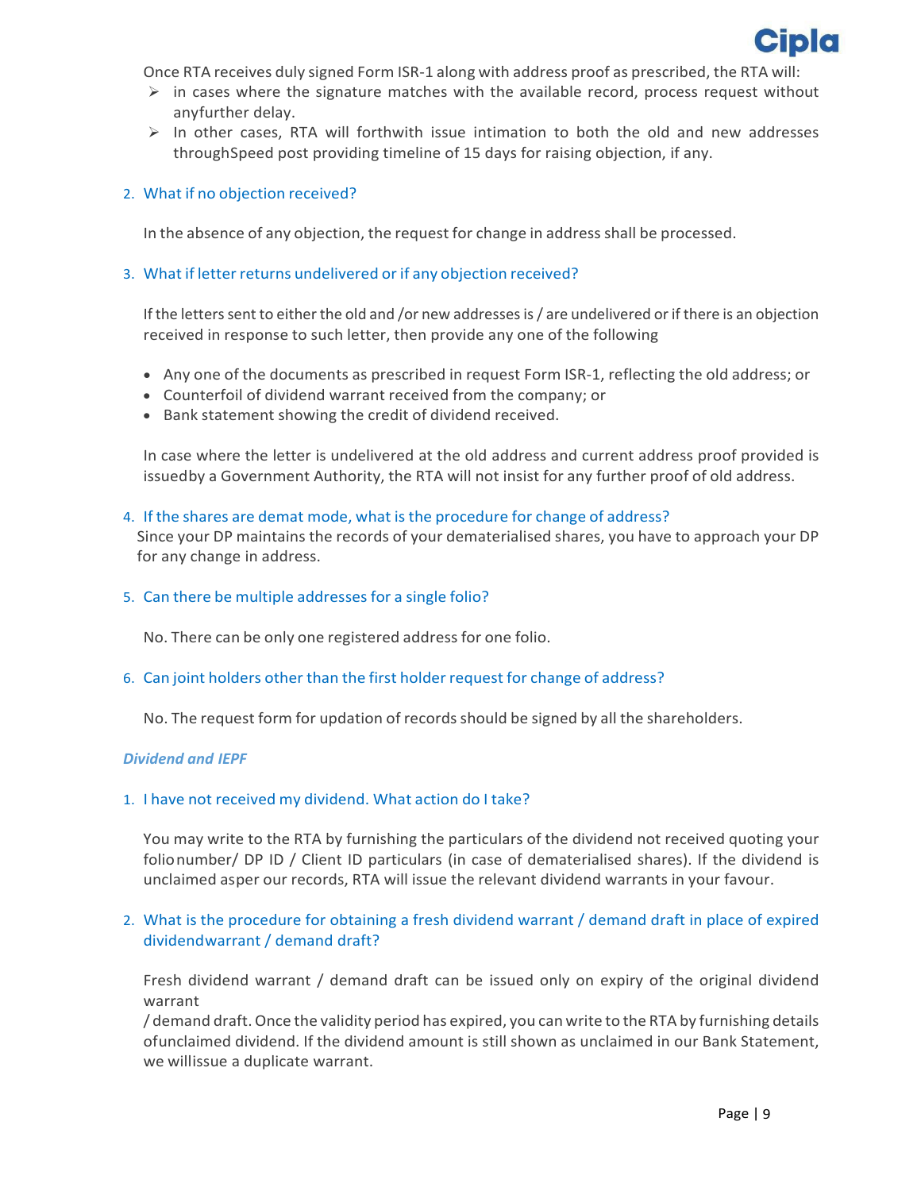Once RTA receives duly signed Form ISR-1 along with address proof as prescribed, the RTA will:

- in cases where the signature matches with the available record, process request without anyfurther delay.
- In other cases, RTA will forthwith issue intimation to both the old and new addresses throughSpeed post providing timeline of 15 days for raising objection, if any.

2. What if no objection received?

   In the absence of any objection, the request for change in address shall be processed.

3. What if letter returns undelivered or if any objection received?

   If the letters sent to either the old and /or new addresses is / are undelivered or if there is an objection received in response to such letter, then provide any one of the following

   - Any one of the documents as prescribed in request Form ISR-1, reflecting the old address; or
   - Counterfoil of dividend warrant received from the company; or
   - Bank statement showing the credit of dividend received.

   In case where the letter is undelivered at the old address and current address proof provided is issuedby a Government Authority, the RTA will not insist for any further proof of old address.

4. If the shares are demat mode, what is the procedure for change of address?

   Since your DP maintains the records of your dematerialised shares, you have to approach your DP for any change in address.

5. Can there be multiple addresses for a single folio?

   No. There can be only one registered address for one folio.

6. Can joint holders other than the first holder request for change of address?

   No. The request form for updation of records should be signed by all the shareholders.

### *Dividend and IEPF*

1. I have not received my dividend. What action do I take?

   You may write to the RTA by furnishing the particulars of the dividend not received quoting your folionumber/ DP ID / Client ID particulars (in case of dematerialised shares). If the dividend is unclaimed asper our records, RTA will issue the relevant dividend warrants in your favour.

2. What is the procedure for obtaining a fresh dividend warrant / demand draft in place of expired dividendwarrant / demand draft?

   Fresh dividend warrant / demand draft can be issued only on expiry of the original dividend warrant / demand draft. Once the validity period has expired, you can write to the RTA by furnishing details ofunclaimed dividend. If the dividend amount is still shown as unclaimed in our Bank Statement, we willissue a duplicate warrant.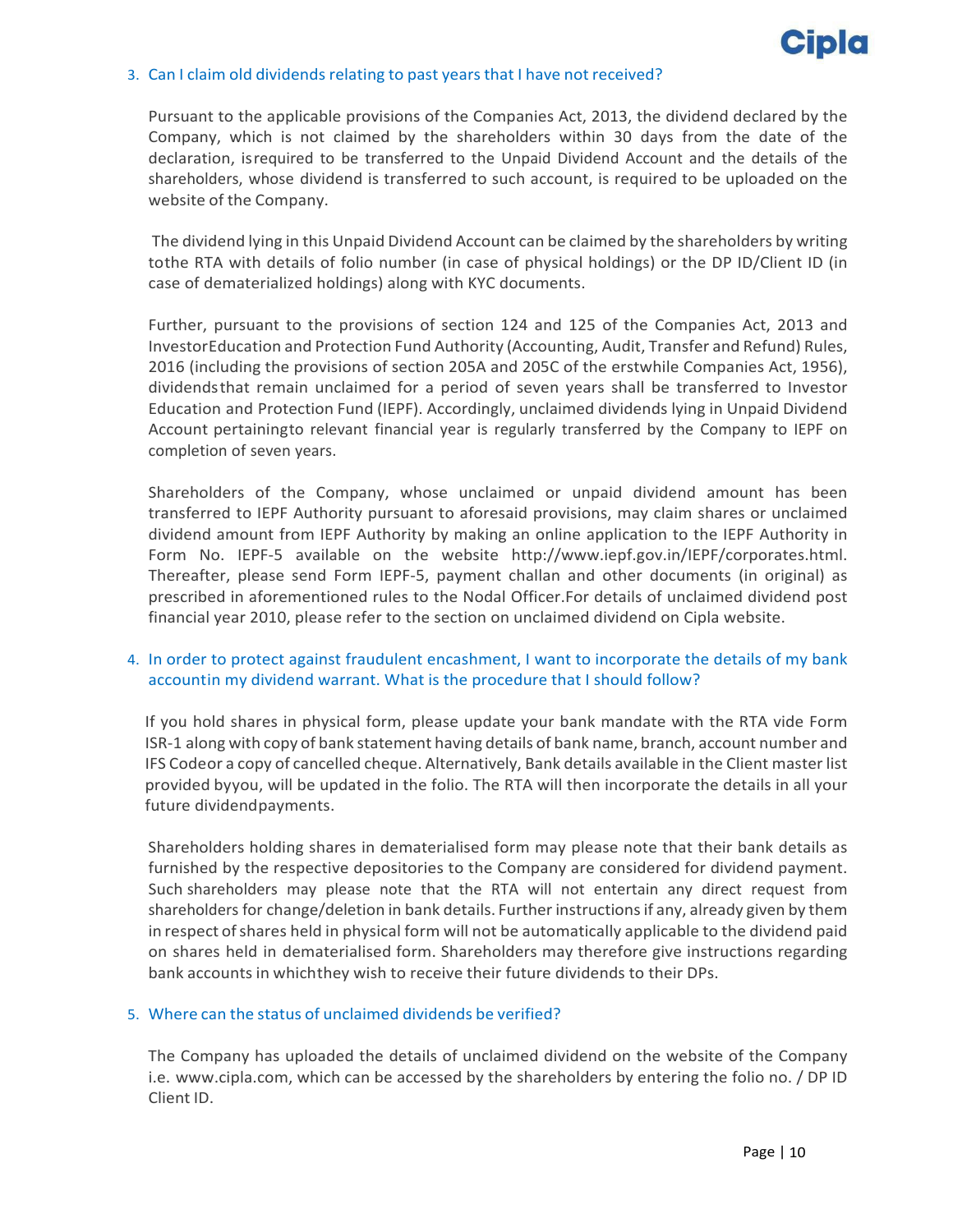3. Can I claim old dividends relating to past years that I have not received?

   Pursuant to the applicable provisions of the Companies Act, 2013, the dividend declared by the Company, which is not claimed by the shareholders within 30 days from the date of the declaration, isrequired to be transferred to the Unpaid Dividend Account and the details of the shareholders, whose dividend is transferred to such account, is required to be uploaded on the website of the Company.

   The dividend lying in this Unpaid Dividend Account can be claimed by the shareholders by writing tothe RTA with details of folio number (in case of physical holdings) or the DP ID/Client ID (in case of dematerialized holdings) along with KYC documents.

   Further, pursuant to the provisions of section 124 and 125 of the Companies Act, 2013 and InvestorEducation and Protection Fund Authority (Accounting, Audit, Transfer and Refund) Rules, 2016 (including the provisions of section 205A and 205C of the erstwhile Companies Act, 1956), dividendsthat remain unclaimed for a period of seven years shall be transferred to Investor Education and Protection Fund (IEPF). Accordingly, unclaimed dividends lying in Unpaid Dividend Account pertainingto relevant financial year is regularly transferred by the Company to IEPF on completion of seven years.

   Shareholders of the Company, whose unclaimed or unpaid dividend amount has been transferred to IEPF Authority pursuant to aforesaid provisions, may claim shares or unclaimed dividend amount from IEPF Authority by making an online application to the IEPF Authority in Form No. IEPF-5 available on the website http://www.iepf.gov.in/IEPF/corporates.html. Thereafter, please send Form IEPF-5, payment challan and other documents (in original) as prescribed in aforementioned rules to the Nodal Officer.For details of unclaimed dividend post financial year 2010, please refer to the section on unclaimed dividend on Cipla website.

4. In order to protect against fraudulent encashment, I want to incorporate the details of my bank accountin my dividend warrant. What is the procedure that I should follow?

   If you hold shares in physical form, please update your bank mandate with the RTA vide Form ISR-1 along with copy of bank statement having details of bank name, branch, account number and IFS Codeor a copy of cancelled cheque. Alternatively, Bank details available in the Client master list provided byyou, will be updated in the folio. The RTA will then incorporate the details in all your future dividendpayments.

   Shareholders holding shares in dematerialised form may please note that their bank details as furnished by the respective depositories to the Company are considered for dividend payment. Such shareholders may please note that the RTA will not entertain any direct request from shareholders for change/deletion in bank details. Further instructions if any, already given by them in respect of shares held in physical form will not be automatically applicable to the dividend paid on shares held in dematerialised form. Shareholders may therefore give instructions regarding bank accounts in whichthey wish to receive their future dividends to their DPs.

5. Where can the status of unclaimed dividends be verified?

   The Company has uploaded the details of unclaimed dividend on the website of the Company i.e. www.cipla.com, which can be accessed by the shareholders by entering the folio no. / DP ID Client ID.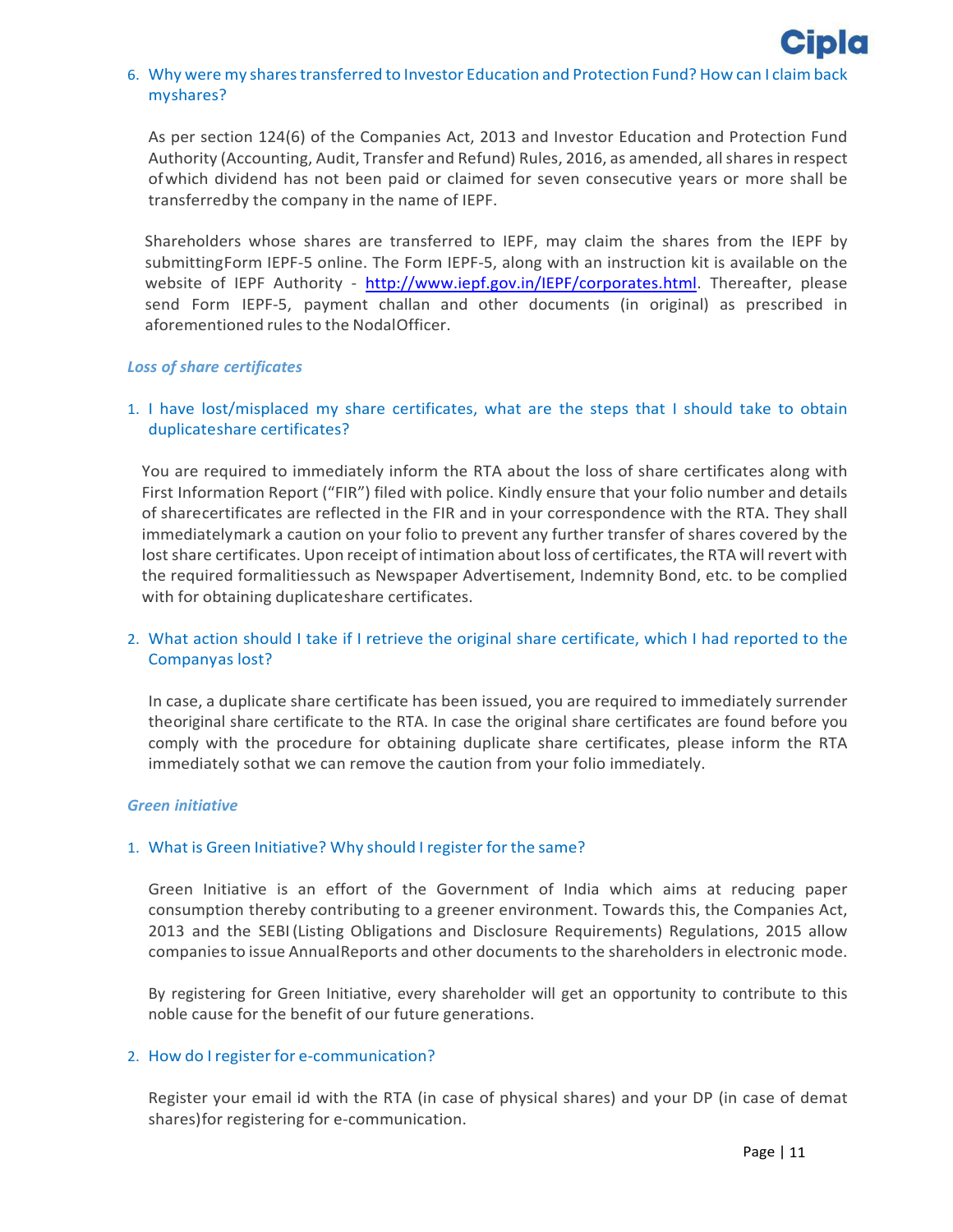6. Why were my shares transferred to Investor Education and Protection Fund? How can I claim back my shares?

   As per section 124(6) of the Companies Act, 2013 and Investor Education and Protection Fund Authority (Accounting, Audit, Transfer and Refund) Rules, 2016, as amended, all shares in respect of which dividend has not been paid or claimed for seven consecutive years or more shall be transferred by the company in the name of IEPF.

   Shareholders whose shares are transferred to IEPF, may claim the shares from the IEPF by submitting Form IEPF-5 online. The Form IEPF-5, along with an instruction kit is available on the website of IEPF Authority - http://www.iepf.gov.in/IEPF/corporates.html. Thereafter, please send Form IEPF-5, payment challan and other documents (in original) as prescribed in aforementioned rules to the Nodal Officer.

### *Loss of share certificates*

1. I have lost/misplaced my share certificates, what are the steps that I should take to obtain duplicate share certificates?

   You are required to immediately inform the RTA about the loss of share certificates along with First Information Report ("FIR") filed with police. Kindly ensure that your folio number and details of share certificates are reflected in the FIR and in your correspondence with the RTA. They shall immediately mark a caution on your folio to prevent any further transfer of shares covered by the lost share certificates. Upon receipt of intimation about loss of certificates, the RTA will revert with the required formalities such as Newspaper Advertisement, Indemnity Bond, etc. to be complied with for obtaining duplicate share certificates.

2. What action should I take if I retrieve the original share certificate, which I had reported to the Company as lost?

   In case, a duplicate share certificate has been issued, you are required to immediately surrender the original share certificate to the RTA. In case the original share certificates are found before you comply with the procedure for obtaining duplicate share certificates, please inform the RTA immediately so that we can remove the caution from your folio immediately.

### *Green initiative*

1. What is Green Initiative? Why should I register for the same?

   Green Initiative is an effort of the Government of India which aims at reducing paper consumption thereby contributing to a greener environment. Towards this, the Companies Act, 2013 and the SEBI (Listing Obligations and Disclosure Requirements) Regulations, 2015 allow companies to issue Annual Reports and other documents to the shareholders in electronic mode.

   By registering for Green Initiative, every shareholder will get an opportunity to contribute to this noble cause for the benefit of our future generations.

2. How do I register for e-communication?

   Register your email id with the RTA (in case of physical shares) and your DP (in case of demat shares) for registering for e-communication.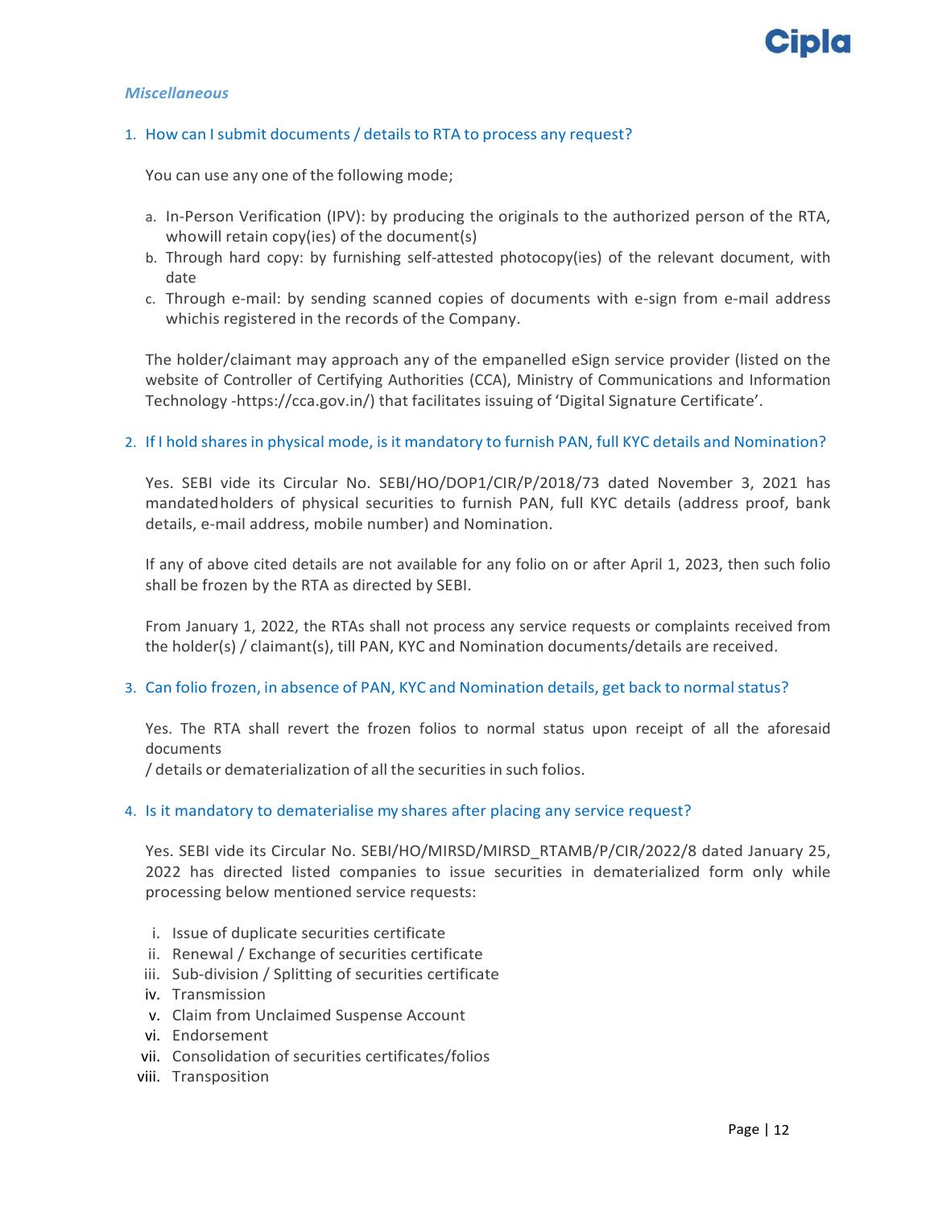### *Miscellaneous*

1. How can I submit documents / details to RTA to process any request?

   You can use any one of the following mode;

   a. In-Person Verification (IPV): by producing the originals to the authorized person of the RTA, whowill retain copy(ies) of the document(s)
   b. Through hard copy: by furnishing self-attested photocopy(ies) of the relevant document, with date
   c. Through e-mail: by sending scanned copies of documents with e-sign from e-mail address whichis registered in the records of the Company.

   The holder/claimant may approach any of the empanelled eSign service provider (listed on the website of Controller of Certifying Authorities (CCA), Ministry of Communications and Information Technology -https://cca.gov.in/) that facilitates issuing of 'Digital Signature Certificate'.

2. If I hold shares in physical mode, is it mandatory to furnish PAN, full KYC details and Nomination?

   Yes. SEBI vide its Circular No. SEBI/HO/DOP1/CIR/P/2018/73 dated November 3, 2021 has mandated holders of physical securities to furnish PAN, full KYC details (address proof, bank details, e-mail address, mobile number) and Nomination.

   If any of above cited details are not available for any folio on or after April 1, 2023, then such folio shall be frozen by the RTA as directed by SEBI.

   From January 1, 2022, the RTAs shall not process any service requests or complaints received from the holder(s) / claimant(s), till PAN, KYC and Nomination documents/details are received.

3. Can folio frozen, in absence of PAN, KYC and Nomination details, get back to normal status?

   Yes. The RTA shall revert the frozen folios to normal status upon receipt of all the aforesaid documents / details or dematerialization of all the securities in such folios.

4. Is it mandatory to dematerialise my shares after placing any service request?

   Yes. SEBI vide its Circular No. SEBI/HO/MIRSD/MIRSD_RTAMB/P/CIR/2022/8 dated January 25, 2022 has directed listed companies to issue securities in dematerialized form only while processing below mentioned service requests:

   i. Issue of duplicate securities certificate
   ii. Renewal / Exchange of securities certificate
   iii. Sub-division / Splitting of securities certificate
   iv. Transmission
   v. Claim from Unclaimed Suspense Account
   vi. Endorsement
   vii. Consolidation of securities certificates/folios
   viii. Transposition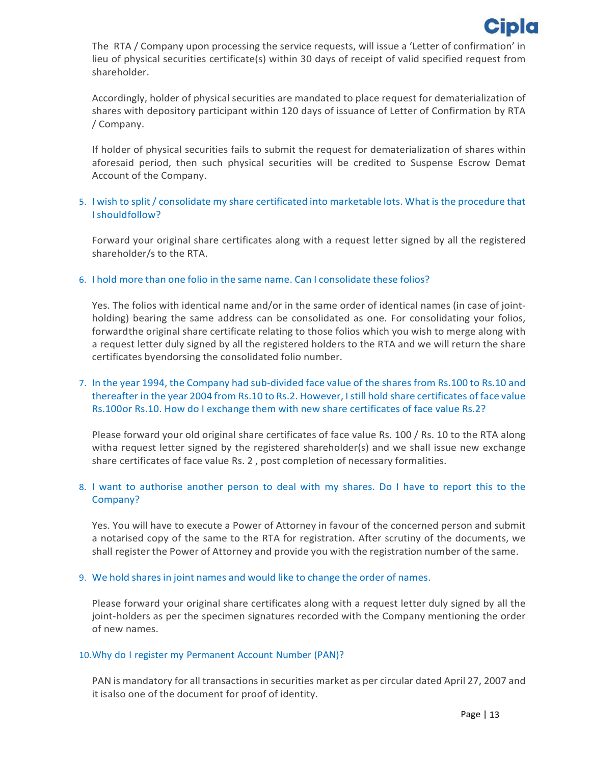The RTA / Company upon processing the service requests, will issue a 'Letter of confirmation' in lieu of physical securities certificate(s) within 30 days of receipt of valid specified request from shareholder.

Accordingly, holder of physical securities are mandated to place request for dematerialization of shares with depository participant within 120 days of issuance of Letter of Confirmation by RTA / Company.

If holder of physical securities fails to submit the request for dematerialization of shares within aforesaid period, then such physical securities will be credited to Suspense Escrow Demat Account of the Company.

5. I wish to split / consolidate my share certificated into marketable lots. What is the procedure that I shouldfollow?

   Forward your original share certificates along with a request letter signed by all the registered shareholder/s to the RTA.

6. I hold more than one folio in the same name. Can I consolidate these folios?

   Yes. The folios with identical name and/or in the same order of identical names (in case of joint-holding) bearing the same address can be consolidated as one. For consolidating your folios, forwardthe original share certificate relating to those folios which you wish to merge along with a request letter duly signed by all the registered holders to the RTA and we will return the share certificates byendorsing the consolidated folio number.

7. In the year 1994, the Company had sub-divided face value of the shares from Rs.100 to Rs.10 and thereafter in the year 2004 from Rs.10 to Rs.2. However, I still hold share certificates of face value Rs.100or Rs.10. How do I exchange them with new share certificates of face value Rs.2?

   Please forward your old original share certificates of face value Rs. 100 / Rs. 10 to the RTA along witha request letter signed by the registered shareholder(s) and we shall issue new exchange share certificates of face value Rs. 2 , post completion of necessary formalities.

8. I want to authorise another person to deal with my shares. Do I have to report this to the Company?

   Yes. You will have to execute a Power of Attorney in favour of the concerned person and submit a notarised copy of the same to the RTA for registration. After scrutiny of the documents, we shall register the Power of Attorney and provide you with the registration number of the same.

9. We hold shares in joint names and would like to change the order of names.

   Please forward your original share certificates along with a request letter duly signed by all the joint-holders as per the specimen signatures recorded with the Company mentioning the order of new names.

10. Why do I register my Permanent Account Number (PAN)?

    PAN is mandatory for all transactions in securities market as per circular dated April 27, 2007 and it isalso one of the document for proof of identity.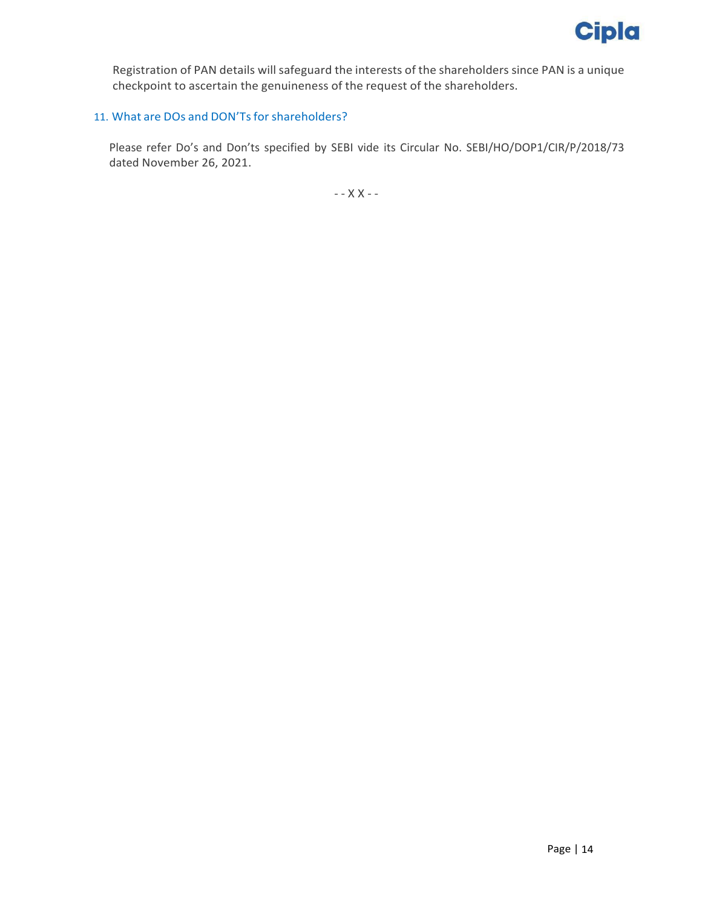Registration of PAN details will safeguard the interests of the shareholders since PAN is a unique checkpoint to ascertain the genuineness of the request of the shareholders.

### 11. What are DOs and DON'Ts for shareholders?

Please refer Do's and Don'ts specified by SEBI vide its Circular No. SEBI/HO/DOP1/CIR/P/2018/73 dated November 26, 2021.

- - X X - -